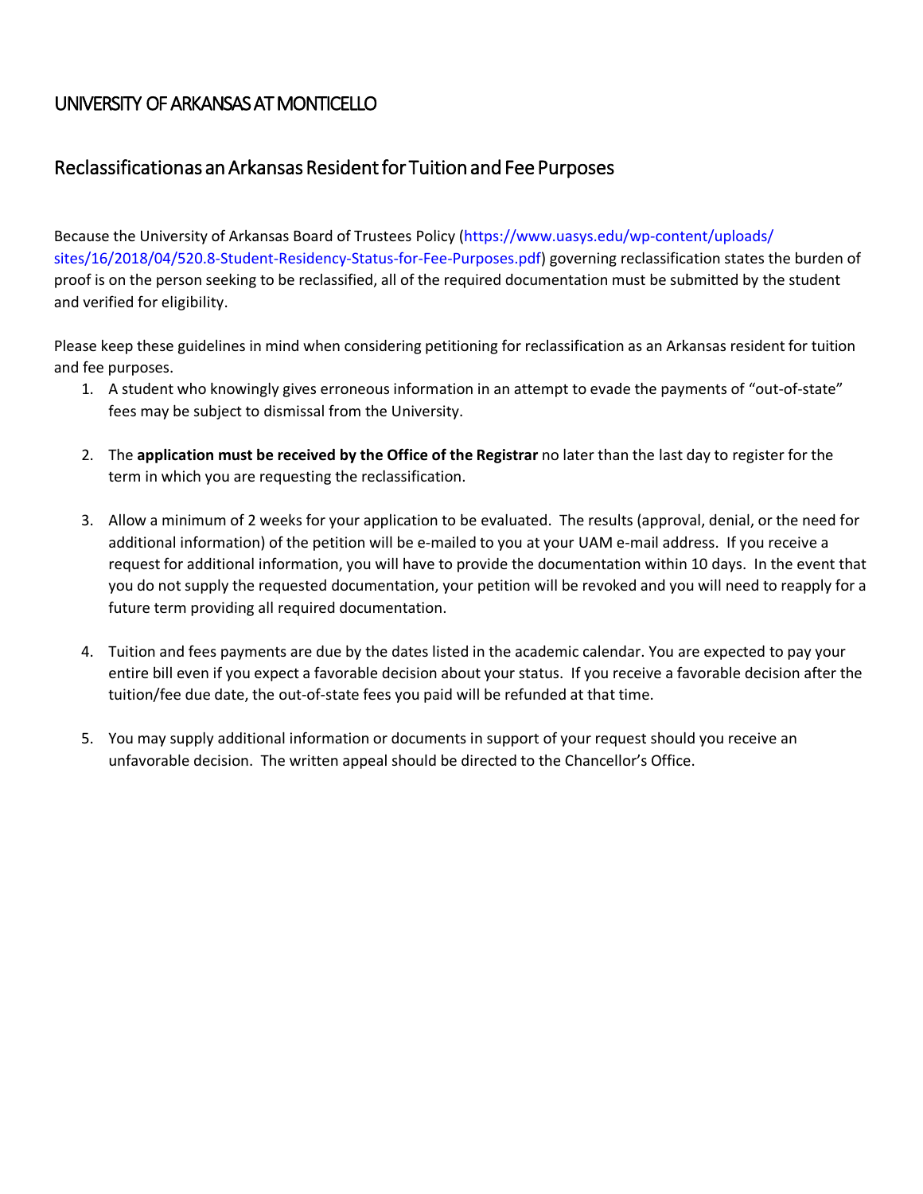# UNIVERSITY OF ARKANSAS AT MONTICELLO

## Reclassificationas an Arkansas Resident for Tuition and Fee Purposes

Because the University of Arkansas Board of Trustees Policy (https://www.uasys.edu/wp-content/uploads/sites/16/2018/04/520.8-Student-Residency-Status-for-Fee-Purposes.pdf) governing reclassification states the burden of proof is on the person seeking to be reclassified, all of the required documentation must be submitted by the student and verified for eligibility.

Please keep these guidelines in mind when considering petitioning for reclassification as an Arkansas resident for tuition and fee purposes.

1. A student who knowingly gives erroneous information in an attempt to evade the payments of "out-of-state" fees may be subject to dismissal from the University.

2. The **application must be received by the Office of the Registrar** no later than the last day to register for the term in which you are requesting the reclassification.

3. Allow a minimum of 2 weeks for your application to be evaluated. The results (approval, denial, or the need for additional information) of the petition will be e-mailed to you at your UAM e-mail address. If you receive a request for additional information, you will have to provide the documentation within 10 days. In the event that you do not supply the requested documentation, your petition will be revoked and you will need to reapply for a future term providing all required documentation.

4. Tuition and fees payments are due by the dates listed in the academic calendar. You are expected to pay your entire bill even if you expect a favorable decision about your status. If you receive a favorable decision after the tuition/fee due date, the out-of-state fees you paid will be refunded at that time.

5. You may supply additional information or documents in support of your request should you receive an unfavorable decision. The written appeal should be directed to the Chancellor's Office.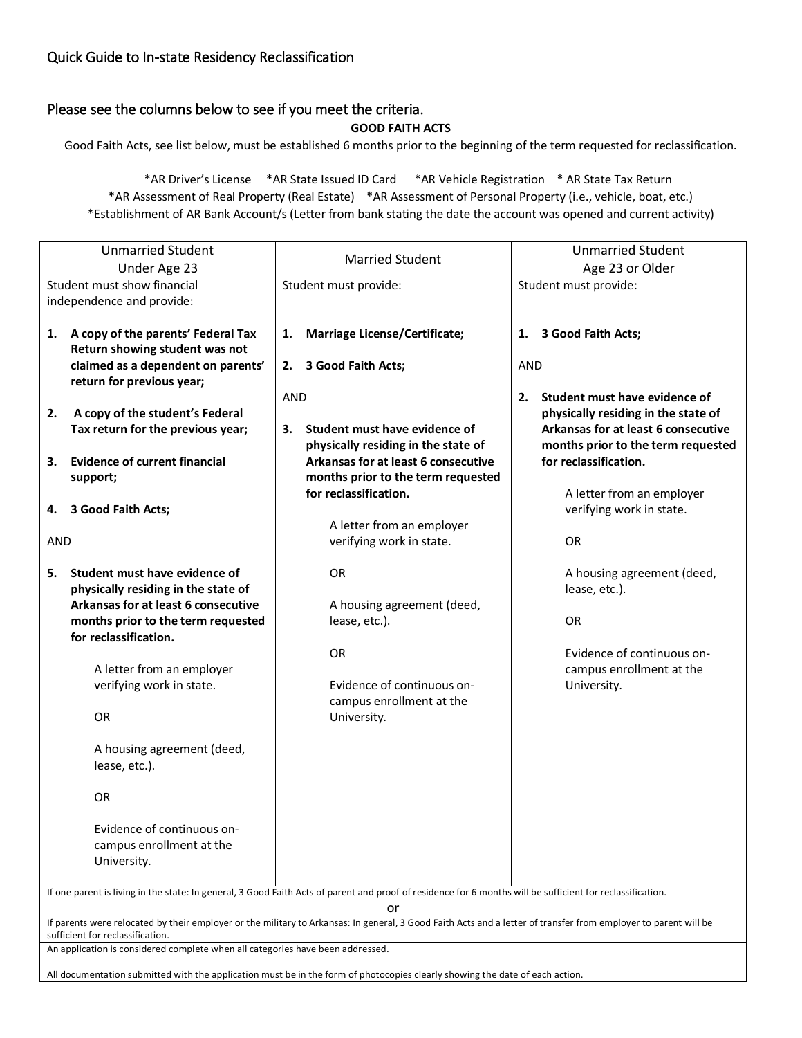Quick Guide to In-state Residency Reclassification

Please see the columns below to see if you meet the criteria.

**GOOD FAITH ACTS**

Good Faith Acts, see list below, must be established 6 months prior to the beginning of the term requested for reclassification.

*AR Driver's License *AR State Issued ID Card *AR Vehicle Registration * AR State Tax Return
*AR Assessment of Real Property (Real Estate) *AR Assessment of Personal Property (i.e., vehicle, boat, etc.)
*Establishment of AR Bank Account/s (Letter from bank stating the date the account was opened and current activity)

| Unmarried Student Under Age 23 | Married Student | Unmarried Student Age 23 or Older |
|---|---|---|
| Student must show financial independence and provide:<br><br>1. **A copy of the parents' Federal Tax Return showing student was not claimed as a dependent on parents' return for previous year;**<br><br>2. **A copy of the student's Federal Tax return for the previous year;**<br><br>3. **Evidence of current financial support;**<br><br>4. **3 Good Faith Acts;**<br><br>AND<br><br>5. **Student must have evidence of physically residing in the state of Arkansas for at least 6 consecutive months prior to the term requested for reclassification.**<br><br>A letter from an employer verifying work in state.<br><br>OR<br><br>A housing agreement (deed, lease, etc.).<br><br>OR<br><br>Evidence of continuous on-campus enrollment at the University. | Student must provide:<br><br>1. **Marriage License/Certificate;**<br><br>2. **3 Good Faith Acts;**<br><br>AND<br><br>3. **Student must have evidence of physically residing in the state of Arkansas for at least 6 consecutive months prior to the term requested for reclassification.**<br><br>A letter from an employer verifying work in state.<br><br>OR<br><br>A housing agreement (deed, lease, etc.).<br><br>OR<br><br>Evidence of continuous on-campus enrollment at the University. | Student must provide:<br><br>1. **3 Good Faith Acts;**<br><br>AND<br><br>2. **Student must have evidence of physically residing in the state of Arkansas for at least 6 consecutive months prior to the term requested for reclassification.**<br><br>A letter from an employer verifying work in state.<br><br>OR<br><br>A housing agreement (deed, lease, etc.).<br><br>OR<br><br>Evidence of continuous on-campus enrollment at the University. |

If one parent is living in the state: In general, 3 Good Faith Acts of parent and proof of residence for 6 months will be sufficient for reclassification.

or

If parents were relocated by their employer or the military to Arkansas: In general, 3 Good Faith Acts and a letter of transfer from employer to parent will be sufficient for reclassification.

An application is considered complete when all categories have been addressed.

All documentation submitted with the application must be in the form of photocopies clearly showing the date of each action.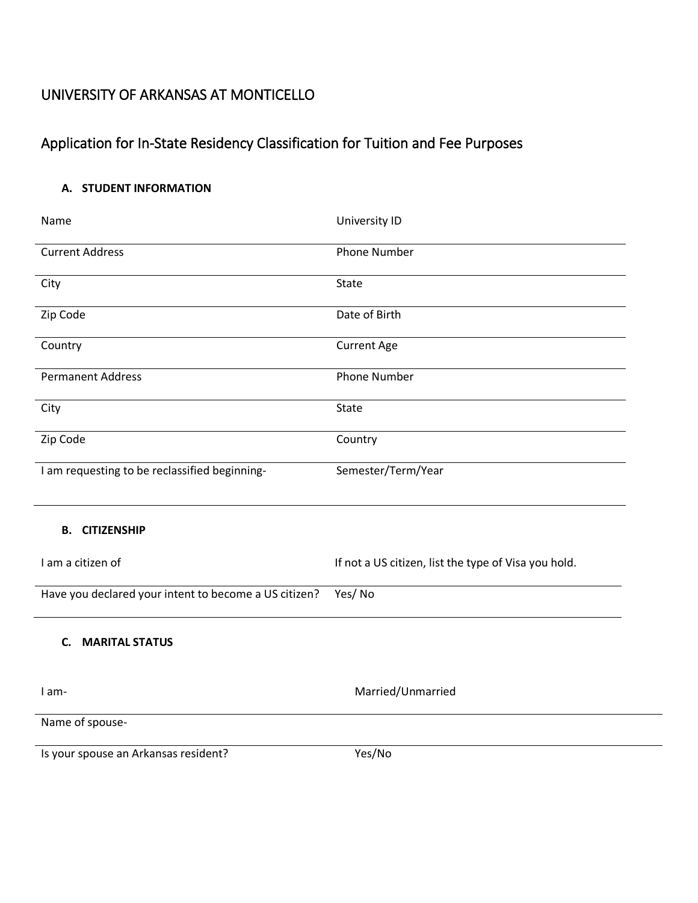# UNIVERSITY OF ARKANSAS AT MONTICELLO

## Application for In-State Residency Classification for Tuition and Fee Purposes

### A. STUDENT INFORMATION

| | |
|---|---|
| Name | University ID |
| Current Address | Phone Number |
| City | State |
| Zip Code | Date of Birth |
| Country | Current Age |
| Permanent Address | Phone Number |
| City | State |
| Zip Code | Country |
| I am requesting to be reclassified beginning- | Semester/Term/Year |

### B. CITIZENSHIP

| | |
|---|---|
| I am a citizen of | If not a US citizen, list the type of Visa you hold. |
| Have you declared your intent to become a US citizen? | Yes/ No |

### C. MARITAL STATUS

| | |
|---|---|
| I am- | Married/Unmarried |
| Name of spouse- | |
| Is your spouse an Arkansas resident? | Yes/No |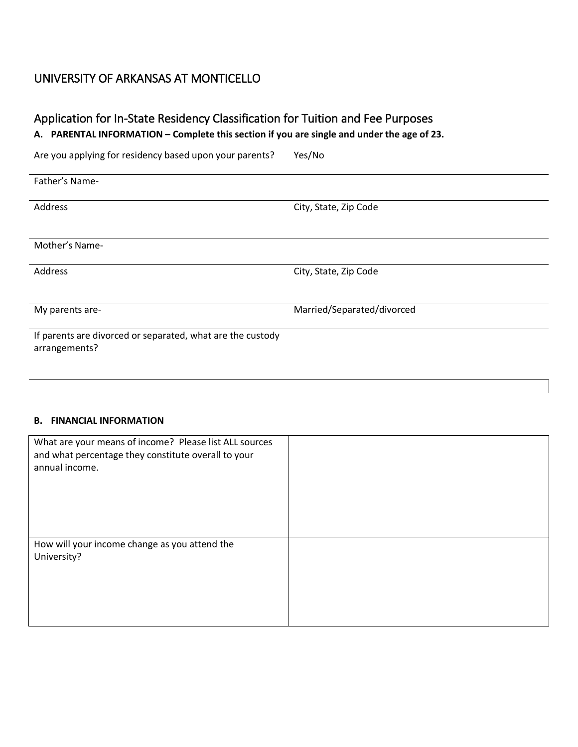# UNIVERSITY OF ARKANSAS AT MONTICELLO

## Application for In-State Residency Classification for Tuition and Fee Purposes

**A. PARENTAL INFORMATION – Complete this section if you are single and under the age of 23.**

Are you applying for residency based upon your parents? Yes/No

| | |
|---|---|
| Father's Name- | |
| Address | City, State, Zip Code |
| Mother's Name- | |
| Address | City, State, Zip Code |
| My parents are- | Married/Separated/divorced |
| If parents are divorced or separated, what are the custody arrangements? | |

**B. FINANCIAL INFORMATION**

| | |
|---|---|
| What are your means of income? Please list ALL sources and what percentage they constitute overall to your annual income. | |
| How will your income change as you attend the University? | |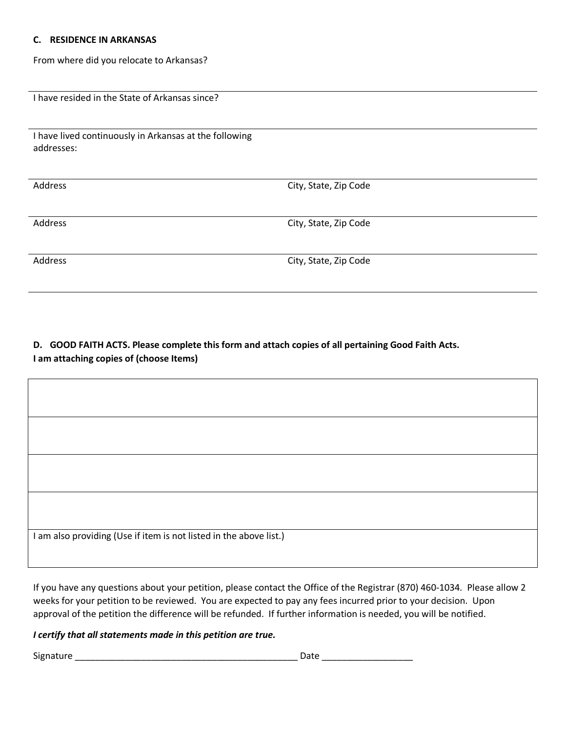### C. RESIDENCE IN ARKANSAS

From where did you relocate to Arkansas?

---

I have resided in the State of Arkansas since?

---

I have lived continuously in Arkansas at the following addresses:

---

| Address | City, State, Zip Code |
|---|---|
| Address | City, State, Zip Code |
| Address | City, State, Zip Code |

### D. GOOD FAITH ACTS. Please complete this form and attach copies of all pertaining Good Faith Acts.
**I am attaching copies of (choose Items)**

| |
|---|
| |
| |
| |
| |
| I am also providing (Use if item is not listed in the above list.) |

If you have any questions about your petition, please contact the Office of the Registrar (870) 460-1034. Please allow 2 weeks for your petition to be reviewed. You are expected to pay any fees incurred prior to your decision. Upon approval of the petition the difference will be refunded. If further information is needed, you will be notified.

***I certify that all statements made in this petition are true.***

Signature _____________________________________________ Date __________________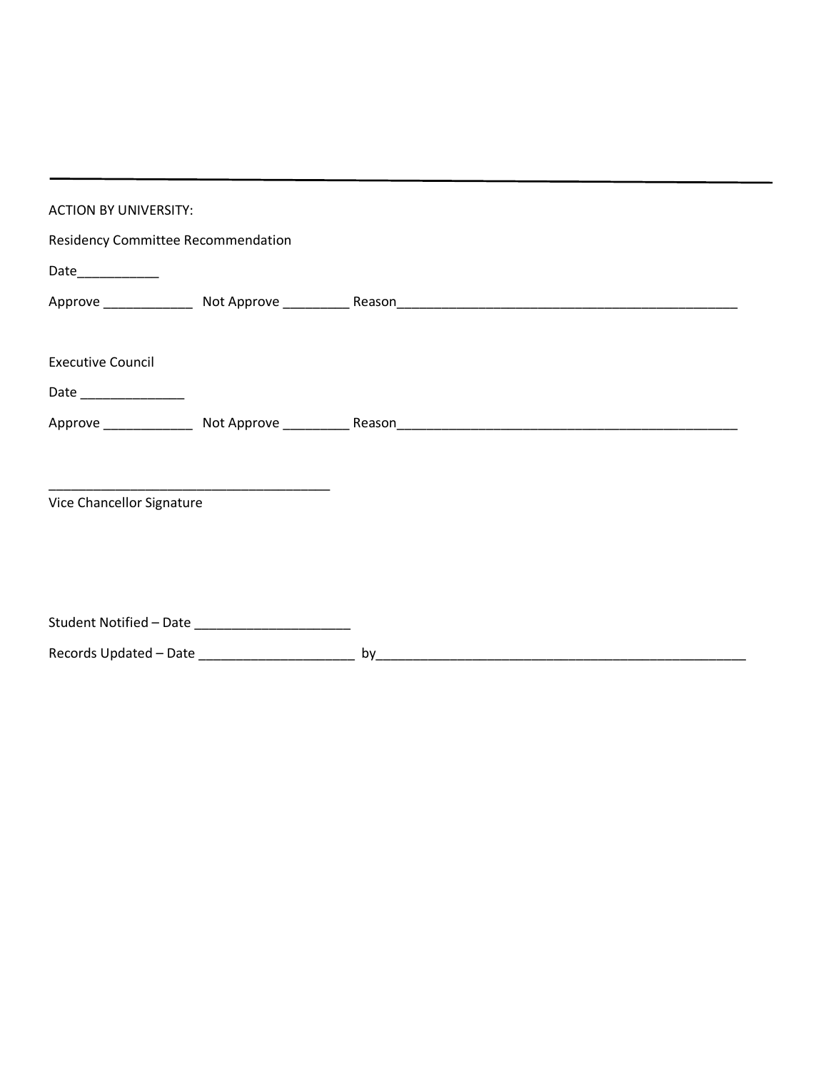---

ACTION BY UNIVERSITY:

Residency Committee Recommendation

Date___________

Approve ____________ Not Approve _________ Reason________________________________________________

Executive Council

Date ______________

Approve ____________ Not Approve _________ Reason________________________________________________

_______________________________________

Vice Chancellor Signature

Student Notified – Date _____________________

Records Updated – Date _____________________ by_____________________________________________________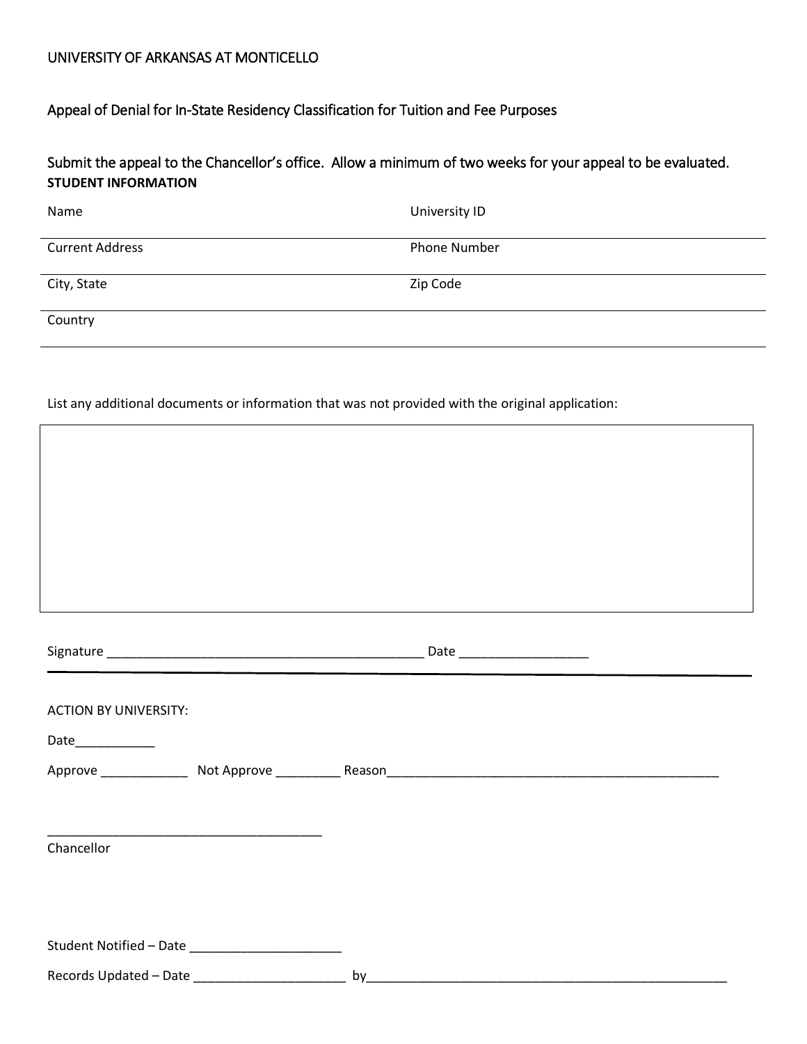UNIVERSITY OF ARKANSAS AT MONTICELLO

Appeal of Denial for In-State Residency Classification for Tuition and Fee Purposes

Submit the appeal to the Chancellor's office. Allow a minimum of two weeks for your appeal to be evaluated.

**STUDENT INFORMATION**

| | |
|---|---|
| Name | University ID |
| Current Address | Phone Number |
| City, State | Zip Code |
| Country | |

List any additional documents or information that was not provided with the original application:

| |
|---|
| |

Signature _____________________________________________ Date __________________

ACTION BY UNIVERSITY:

Date___________

Approve ____________ Not Approve _________ Reason_______________________________________________

_______________________________________

Chancellor

Student Notified – Date _____________________

Records Updated – Date _____________________ by_____________________________________________________